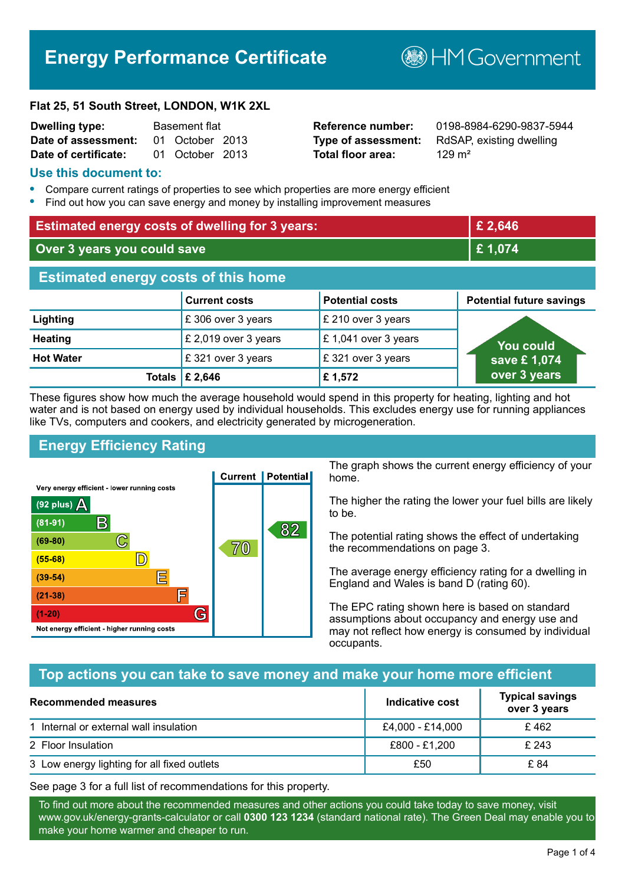# Energy Performance Certificate

HM Government

**Flat 25, 51 South Street, LONDON, W1K 2XL**

| | | | |
|---|---|---|---|
| **Dwelling type:** | Basement flat | **Reference number:** | 0198-8984-6290-9837-5944 |
| **Date of assessment:** | 01 October 2013 | **Type of assessment:** | RdSAP, existing dwelling |
| **Date of certificate:** | 01 October 2013 | **Total floor area:** | 129 m² |

## Use this document to:

- Compare current ratings of properties to see which properties are more energy efficient
- Find out how you can save energy and money by installing improvement measures

| | |
|---|---|
| **Estimated energy costs of dwelling for 3 years:** | **£ 2,646** |
| **Over 3 years you could save** | **£ 1,074** |

## Estimated energy costs of this home

| | Current costs | Potential costs | Potential future savings |
|---|---|---|---|
| **Lighting** | £ 306 over 3 years | £ 210 over 3 years | You could save £ 1,074 over 3 years |
| **Heating** | £ 2,019 over 3 years | £ 1,041 over 3 years | |
| **Hot Water** | £ 321 over 3 years | £ 321 over 3 years | |
| **Totals** | **£ 2,646** | **£ 1,572** | |

These figures show how much the average household would spend in this property for heating, lighting and hot water and is not based on energy used by individual households. This excludes energy use for running appliances like TVs, computers and cookers, and electricity generated by microgeneration.

## Energy Efficiency Rating

Current | Potential

Very energy efficient - lower running costs

(92 plus) A

(81-91) B

(69-80) C

(55-68) D

(39-54) E

(21-38) F

(1-20) G

Not energy efficient - higher running costs

Current: 70

Potential: 82

The graph shows the current energy efficiency of your home.

The higher the rating the lower your fuel bills are likely to be.

The potential rating shows the effect of undertaking the recommendations on page 3.

The average energy efficiency rating for a dwelling in England and Wales is band D (rating 60).

The EPC rating shown here is based on standard assumptions about occupancy and energy use and may not reflect how energy is consumed by individual occupants.

## Top actions you can take to save money and make your home more efficient

| Recommended measures | Indicative cost | Typical savings over 3 years |
|---|---|---|
| 1 Internal or external wall insulation | £4,000 - £14,000 | £ 462 |
| 2 Floor Insulation | £800 - £1,200 | £ 243 |
| 3 Low energy lighting for all fixed outlets | £50 | £ 84 |

See page 3 for a full list of recommendations for this property.

To find out more about the recommended measures and other actions you could take today to save money, visit www.gov.uk/energy-grants-calculator or call **0300 123 1234** (standard national rate). The Green Deal may enable you to make your home warmer and cheaper to run.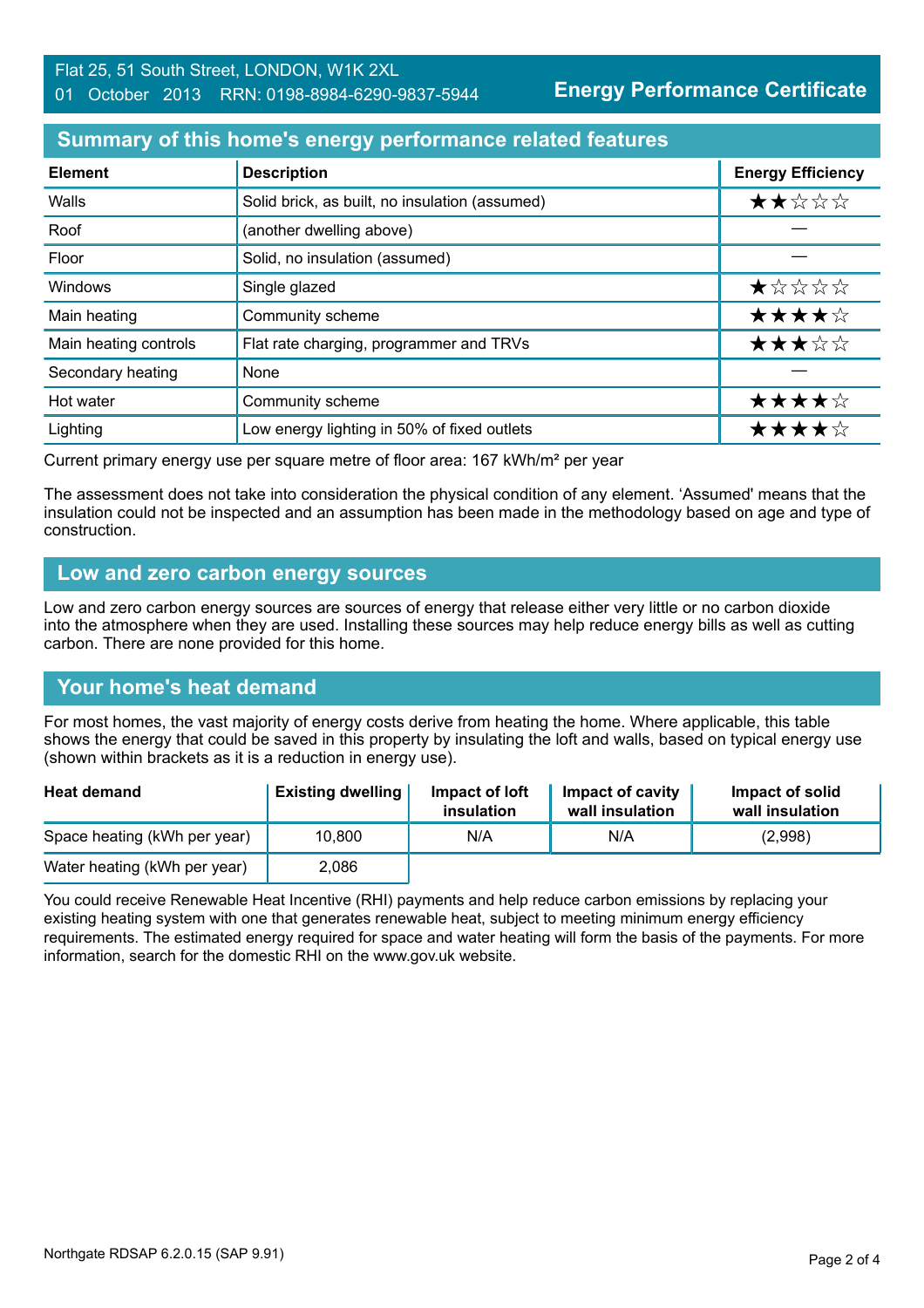Flat 25, 51 South Street, LONDON, W1K 2XL
01 October 2013 RRN: 0198-8984-6290-9837-5944

**Energy Performance Certificate**

## Summary of this home's energy performance related features

| Element | Description | Energy Efficiency |
|---|---|---|
| Walls | Solid brick, as built, no insulation (assumed) | ★★☆☆☆ |
| Roof | (another dwelling above) | — |
| Floor | Solid, no insulation (assumed) | — |
| Windows | Single glazed | ★☆☆☆☆ |
| Main heating | Community scheme | ★★★★☆ |
| Main heating controls | Flat rate charging, programmer and TRVs | ★★★☆☆ |
| Secondary heating | None | — |
| Hot water | Community scheme | ★★★★☆ |
| Lighting | Low energy lighting in 50% of fixed outlets | ★★★★☆ |

Current primary energy use per square metre of floor area: 167 kWh/m² per year

The assessment does not take into consideration the physical condition of any element. 'Assumed' means that the insulation could not be inspected and an assumption has been made in the methodology based on age and type of construction.

## Low and zero carbon energy sources

Low and zero carbon energy sources are sources of energy that release either very little or no carbon dioxide into the atmosphere when they are used. Installing these sources may help reduce energy bills as well as cutting carbon. There are none provided for this home.

## Your home's heat demand

For most homes, the vast majority of energy costs derive from heating the home. Where applicable, this table shows the energy that could be saved in this property by insulating the loft and walls, based on typical energy use (shown within brackets as it is a reduction in energy use).

| Heat demand | Existing dwelling | Impact of loft insulation | Impact of cavity wall insulation | Impact of solid wall insulation |
|---|---|---|---|---|
| Space heating (kWh per year) | 10,800 | N/A | N/A | (2,998) |
| Water heating (kWh per year) | 2,086 | | | |

You could receive Renewable Heat Incentive (RHI) payments and help reduce carbon emissions by replacing your existing heating system with one that generates renewable heat, subject to meeting minimum energy efficiency requirements. The estimated energy required for space and water heating will form the basis of the payments. For more information, search for the domestic RHI on the www.gov.uk website.

Northgate RDSAP 6.2.0.15 (SAP 9.91)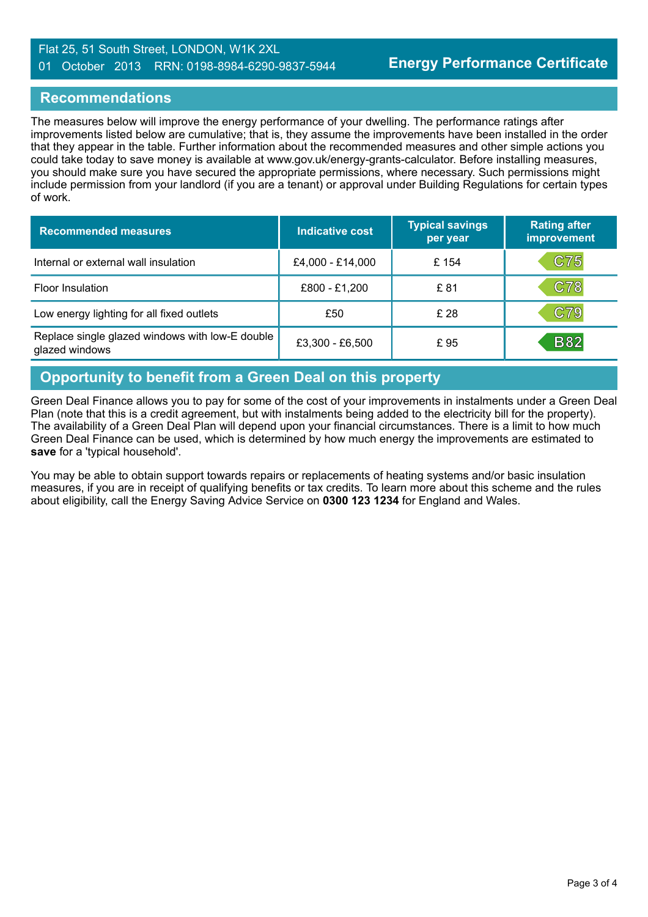Flat 25, 51 South Street, LONDON, W1K 2XL
01 October 2013 RRN: 0198-8984-6290-9837-5944

**Energy Performance Certificate**

## Recommendations

The measures below will improve the energy performance of your dwelling. The performance ratings after improvements listed below are cumulative; that is, they assume the improvements have been installed in the order that they appear in the table. Further information about the recommended measures and other simple actions you could take today to save money is available at www.gov.uk/energy-grants-calculator. Before installing measures, you should make sure you have secured the appropriate permissions, where necessary. Such permissions might include permission from your landlord (if you are a tenant) or approval under Building Regulations for certain types of work.

| Recommended measures | Indicative cost | Typical savings per year | Rating after improvement |
|---|---|---|---|
| Internal or external wall insulation | £4,000 - £14,000 | £ 154 | C75 |
| Floor Insulation | £800 - £1,200 | £ 81 | C78 |
| Low energy lighting for all fixed outlets | £50 | £ 28 | C79 |
| Replace single glazed windows with low-E double glazed windows | £3,300 - £6,500 | £ 95 | B82 |

## Opportunity to benefit from a Green Deal on this property

Green Deal Finance allows you to pay for some of the cost of your improvements in instalments under a Green Deal Plan (note that this is a credit agreement, but with instalments being added to the electricity bill for the property). The availability of a Green Deal Plan will depend upon your financial circumstances. There is a limit to how much Green Deal Finance can be used, which is determined by how much energy the improvements are estimated to **save** for a 'typical household'.

You may be able to obtain support towards repairs or replacements of heating systems and/or basic insulation measures, if you are in receipt of qualifying benefits or tax credits. To learn more about this scheme and the rules about eligibility, call the Energy Saving Advice Service on **0300 123 1234** for England and Wales.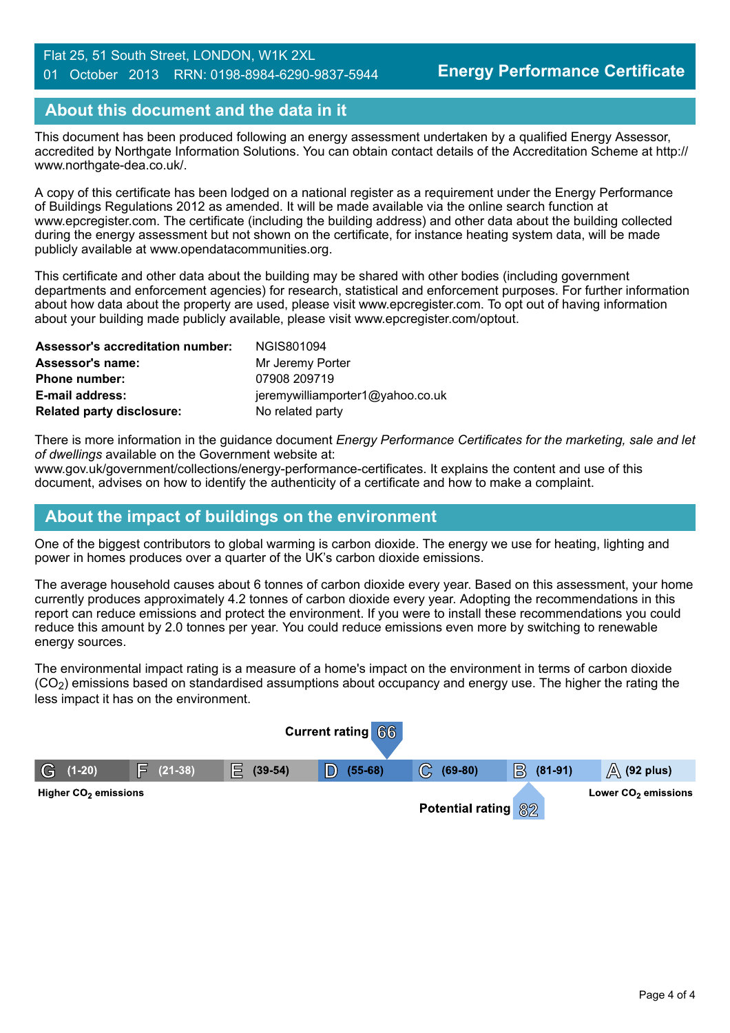Flat 25, 51 South Street, LONDON, W1K 2XL
01 October 2013 RRN: 0198-8984-6290-9837-5944

**Energy Performance Certificate**

## About this document and the data in it

This document has been produced following an energy assessment undertaken by a qualified Energy Assessor, accredited by Northgate Information Solutions. You can obtain contact details of the Accreditation Scheme at http://www.northgate-dea.co.uk/.

A copy of this certificate has been lodged on a national register as a requirement under the Energy Performance of Buildings Regulations 2012 as amended. It will be made available via the online search function at www.epcregister.com. The certificate (including the building address) and other data about the building collected during the energy assessment but not shown on the certificate, for instance heating system data, will be made publicly available at www.opendatacommunities.org.

This certificate and other data about the building may be shared with other bodies (including government departments and enforcement agencies) for research, statistical and enforcement purposes. For further information about how data about the property are used, please visit www.epcregister.com. To opt out of having information about your building made publicly available, please visit www.epcregister.com/optout.

| | |
|---|---|
| **Assessor's accreditation number:** | NGIS801094 |
| **Assessor's name:** | Mr Jeremy Porter |
| **Phone number:** | 07908 209719 |
| **E-mail address:** | jeremywilliamporter1@yahoo.co.uk |
| **Related party disclosure:** | No related party |

There is more information in the guidance document *Energy Performance Certificates for the marketing, sale and let of dwellings* available on the Government website at: www.gov.uk/government/collections/energy-performance-certificates. It explains the content and use of this document, advises on how to identify the authenticity of a certificate and how to make a complaint.

## About the impact of buildings on the environment

One of the biggest contributors to global warming is carbon dioxide. The energy we use for heating, lighting and power in homes produces over a quarter of the UK's carbon dioxide emissions.

The average household causes about 6 tonnes of carbon dioxide every year. Based on this assessment, your home currently produces approximately 4.2 tonnes of carbon dioxide every year. Adopting the recommendations in this report can reduce emissions and protect the environment. If you were to install these recommendations you could reduce this amount by 2.0 tonnes per year. You could reduce emissions even more by switching to renewable energy sources.

The environmental impact rating is a measure of a home's impact on the environment in terms of carbon dioxide ($CO_2$) emissions based on standardised assumptions about occupancy and energy use. The higher the rating the less impact it has on the environment.

Current rating 66

G (1-20) F (21-38) E (39-54) D (55-68) C (69-80) B (81-91) A (92 plus)

Higher $CO_2$ emissions

Lower $CO_2$ emissions

Potential rating 82